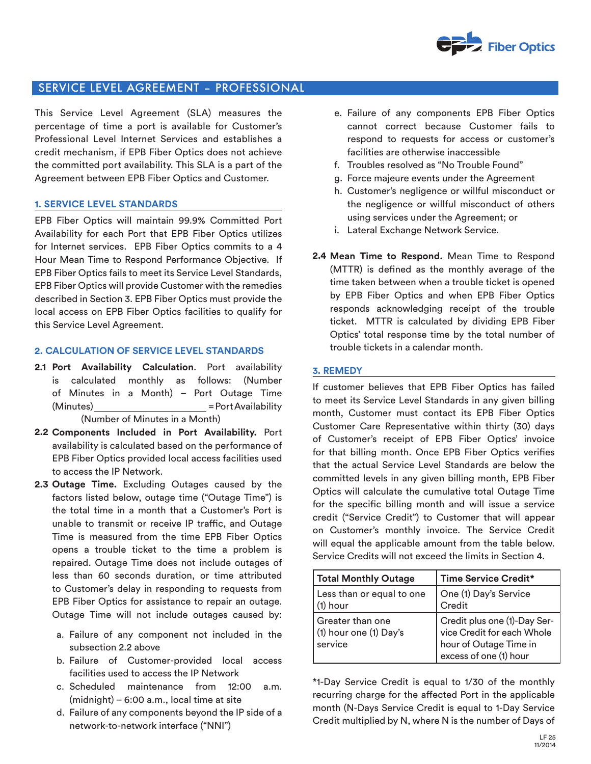## SERVICE LEVEL AGREEMENT – PROFESSIONAL

This Service Level Agreement (SLA) measures the percentage of time a port is available for Customer's Professional Level Internet Services and establishes a credit mechanism, if EPB Fiber Optics does not achieve the committed port availability. This SLA is a part of the Agreement between EPB Fiber Optics and Customer.

### 1. SERVICE LEVEL STANDARDS

EPB Fiber Optics will maintain 99.9% Committed Port Availability for each Port that EPB Fiber Optics utilizes for Internet services. EPB Fiber Optics commits to a 4 Hour Mean Time to Respond Performance Objective. If EPB Fiber Optics fails to meet its Service Level Standards, EPB Fiber Optics will provide Customer with the remedies described in Section 3. EPB Fiber Optics must provide the local access on EPB Fiber Optics facilities to qualify for this Service Level Agreement.

### 2. CALCULATION OF SERVICE LEVEL STANDARDS

**2.1 Port Availability Calculation**. Port availability is calculated monthly as follows:

$$\frac{\text{(Number of Minutes in a Month)} - \text{Port Outage Time (Minutes)}}{\text{(Number of Minutes in a Month)}} = \text{Port Availability}$$

**2.2 Components Included in Port Availability.** Port availability is calculated based on the performance of EPB Fiber Optics provided local access facilities used to access the IP Network.

**2.3 Outage Time.** Excluding Outages caused by the factors listed below, outage time ("Outage Time") is the total time in a month that a Customer's Port is unable to transmit or receive IP traffic, and Outage Time is measured from the time EPB Fiber Optics opens a trouble ticket to the time a problem is repaired. Outage Time does not include outages of less than 60 seconds duration, or time attributed to Customer's delay in responding to requests from EPB Fiber Optics for assistance to repair an outage. Outage Time will not include outages caused by:

a. Failure of any component not included in the subsection 2.2 above
b. Failure of Customer-provided local access facilities used to access the IP Network
c. Scheduled maintenance from 12:00 a.m. (midnight) – 6:00 a.m., local time at site
d. Failure of any components beyond the IP side of a network-to-network interface ("NNI")
e. Failure of any components EPB Fiber Optics cannot correct because Customer fails to respond to requests for access or customer's facilities are otherwise inaccessible
f. Troubles resolved as "No Trouble Found"
g. Force majeure events under the Agreement
h. Customer's negligence or willful misconduct or the negligence or willful misconduct of others using services under the Agreement; or
i. Lateral Exchange Network Service.

**2.4 Mean Time to Respond.** Mean Time to Respond (MTTR) is defined as the monthly average of the time taken between when a trouble ticket is opened by EPB Fiber Optics and when EPB Fiber Optics responds acknowledging receipt of the trouble ticket. MTTR is calculated by dividing EPB Fiber Optics' total response time by the total number of trouble tickets in a calendar month.

### 3. REMEDY

If customer believes that EPB Fiber Optics has failed to meet its Service Level Standards in any given billing month, Customer must contact its EPB Fiber Optics Customer Care Representative within thirty (30) days of Customer's receipt of EPB Fiber Optics' invoice for that billing month. Once EPB Fiber Optics verifies that the actual Service Level Standards are below the committed levels in any given billing month, EPB Fiber Optics will calculate the cumulative total Outage Time for the specific billing month and will issue a service credit ("Service Credit") to Customer that will appear on Customer's monthly invoice. The Service Credit will equal the applicable amount from the table below. Service Credits will not exceed the limits in Section 4.

| Total Monthly Outage | Time Service Credit* |
|---|---|
| Less than or equal to one (1) hour | One (1) Day's Service Credit |
| Greater than one (1) hour one (1) Day's service | Credit plus one (1)-Day Service Credit for each Whole hour of Outage Time in excess of one (1) hour |

*1-Day Service Credit is equal to 1/30 of the monthly recurring charge for the affected Port in the applicable month (N-Days Service Credit is equal to 1-Day Service Credit multiplied by N, where N is the number of Days of

LF 25
11/2014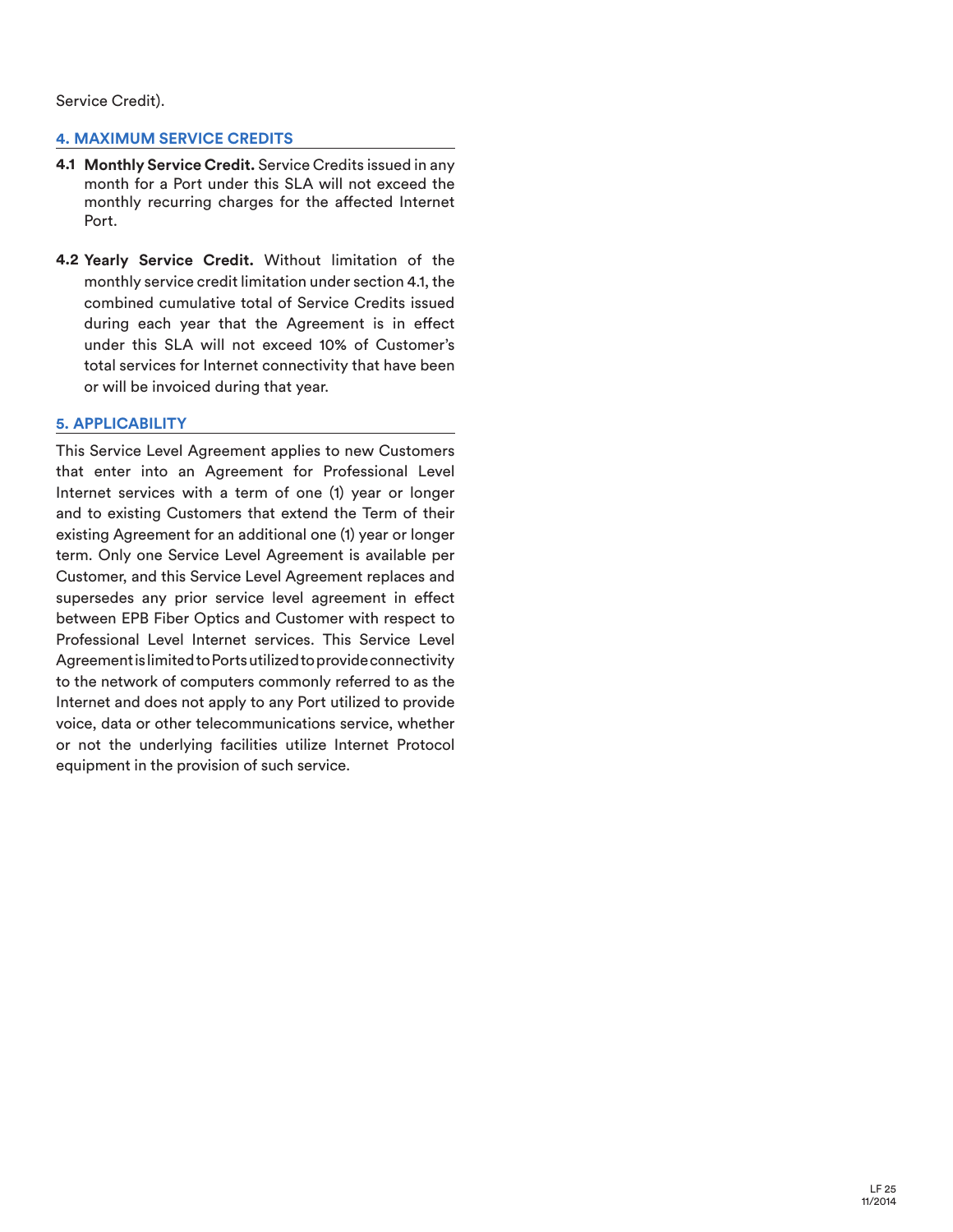Service Credit).

## 4. MAXIMUM SERVICE CREDITS

**4.1 Monthly Service Credit.** Service Credits issued in any month for a Port under this SLA will not exceed the monthly recurring charges for the affected Internet Port.

**4.2 Yearly Service Credit.** Without limitation of the monthly service credit limitation under section 4.1, the combined cumulative total of Service Credits issued during each year that the Agreement is in effect under this SLA will not exceed 10% of Customer's total services for Internet connectivity that have been or will be invoiced during that year.

## 5. APPLICABILITY

This Service Level Agreement applies to new Customers that enter into an Agreement for Professional Level Internet services with a term of one (1) year or longer and to existing Customers that extend the Term of their existing Agreement for an additional one (1) year or longer term. Only one Service Level Agreement is available per Customer, and this Service Level Agreement replaces and supersedes any prior service level agreement in effect between EPB Fiber Optics and Customer with respect to Professional Level Internet services. This Service Level Agreement is limited to Ports utilized to provide connectivity to the network of computers commonly referred to as the Internet and does not apply to any Port utilized to provide voice, data or other telecommunications service, whether or not the underlying facilities utilize Internet Protocol equipment in the provision of such service.

LF 25
11/2014